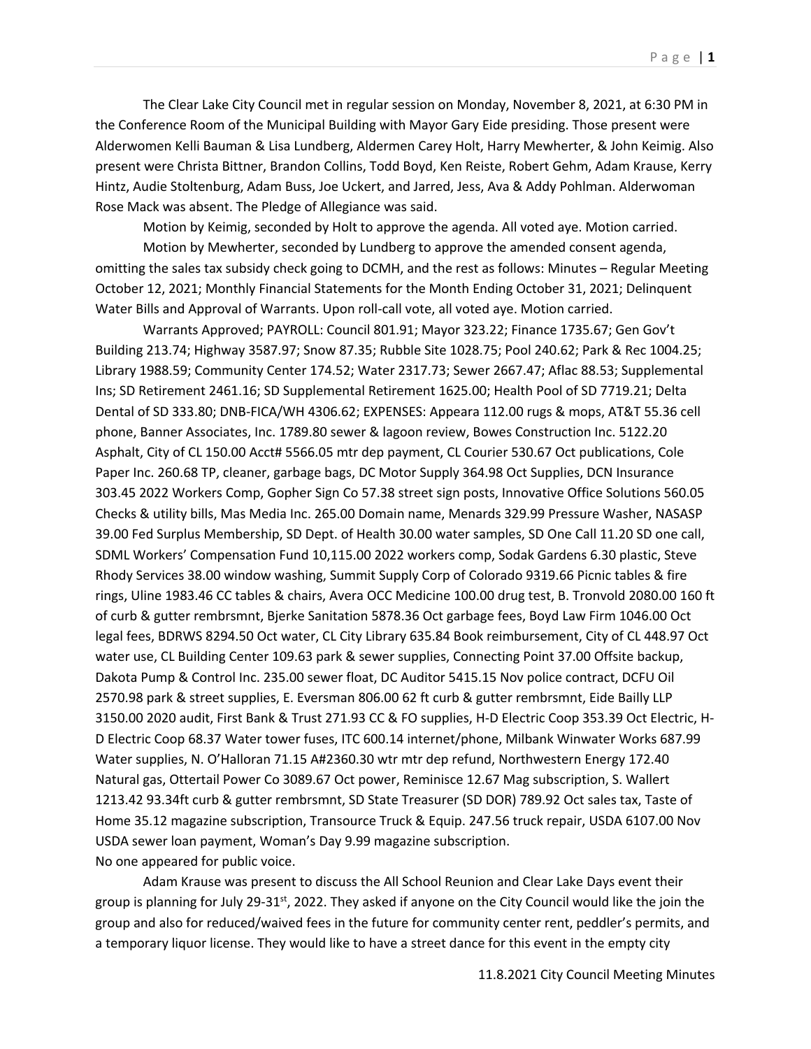The Clear Lake City Council met in regular session on Monday, November 8, 2021, at 6:30 PM in the Conference Room of the Municipal Building with Mayor Gary Eide presiding. Those present were Alderwomen Kelli Bauman & Lisa Lundberg, Aldermen Carey Holt, Harry Mewherter, & John Keimig. Also present were Christa Bittner, Brandon Collins, Todd Boyd, Ken Reiste, Robert Gehm, Adam Krause, Kerry Hintz, Audie Stoltenburg, Adam Buss, Joe Uckert, and Jarred, Jess, Ava & Addy Pohlman. Alderwoman Rose Mack was absent. The Pledge of Allegiance was said.

Motion by Keimig, seconded by Holt to approve the agenda. All voted aye. Motion carried.

Motion by Mewherter, seconded by Lundberg to approve the amended consent agenda, omitting the sales tax subsidy check going to DCMH, and the rest as follows: Minutes – Regular Meeting October 12, 2021; Monthly Financial Statements for the Month Ending October 31, 2021; Delinquent Water Bills and Approval of Warrants. Upon roll-call vote, all voted aye. Motion carried.

Warrants Approved; PAYROLL: Council 801.91; Mayor 323.22; Finance 1735.67; Gen Gov't Building 213.74; Highway 3587.97; Snow 87.35; Rubble Site 1028.75; Pool 240.62; Park & Rec 1004.25; Library 1988.59; Community Center 174.52; Water 2317.73; Sewer 2667.47; Aflac 88.53; Supplemental Ins; SD Retirement 2461.16; SD Supplemental Retirement 1625.00; Health Pool of SD 7719.21; Delta Dental of SD 333.80; DNB-FICA/WH 4306.62; EXPENSES: Appeara 112.00 rugs & mops, AT&T 55.36 cell phone, Banner Associates, Inc. 1789.80 sewer & lagoon review, Bowes Construction Inc. 5122.20 Asphalt, City of CL 150.00 Acct# 5566.05 mtr dep payment, CL Courier 530.67 Oct publications, Cole Paper Inc. 260.68 TP, cleaner, garbage bags, DC Motor Supply 364.98 Oct Supplies, DCN Insurance 303.45 2022 Workers Comp, Gopher Sign Co 57.38 street sign posts, Innovative Office Solutions 560.05 Checks & utility bills, Mas Media Inc. 265.00 Domain name, Menards 329.99 Pressure Washer, NASASP 39.00 Fed Surplus Membership, SD Dept. of Health 30.00 water samples, SD One Call 11.20 SD one call, SDML Workers' Compensation Fund 10,115.00 2022 workers comp, Sodak Gardens 6.30 plastic, Steve Rhody Services 38.00 window washing, Summit Supply Corp of Colorado 9319.66 Picnic tables & fire rings, Uline 1983.46 CC tables & chairs, Avera OCC Medicine 100.00 drug test, B. Tronvold 2080.00 160 ft of curb & gutter rembrsmnt, Bjerke Sanitation 5878.36 Oct garbage fees, Boyd Law Firm 1046.00 Oct legal fees, BDRWS 8294.50 Oct water, CL City Library 635.84 Book reimbursement, City of CL 448.97 Oct water use, CL Building Center 109.63 park & sewer supplies, Connecting Point 37.00 Offsite backup, Dakota Pump & Control Inc. 235.00 sewer float, DC Auditor 5415.15 Nov police contract, DCFU Oil 2570.98 park & street supplies, E. Eversman 806.00 62 ft curb & gutter rembrsmnt, Eide Bailly LLP 3150.00 2020 audit, First Bank & Trust 271.93 CC & FO supplies, H-D Electric Coop 353.39 Oct Electric, H-D Electric Coop 68.37 Water tower fuses, ITC 600.14 internet/phone, Milbank Winwater Works 687.99 Water supplies, N. O'Halloran 71.15 A#2360.30 wtr mtr dep refund, Northwestern Energy 172.40 Natural gas, Ottertail Power Co 3089.67 Oct power, Reminisce 12.67 Mag subscription, S. Wallert 1213.42 93.34ft curb & gutter rembrsmnt, SD State Treasurer (SD DOR) 789.92 Oct sales tax, Taste of Home 35.12 magazine subscription, Transource Truck & Equip. 247.56 truck repair, USDA 6107.00 Nov USDA sewer loan payment, Woman's Day 9.99 magazine subscription.

No one appeared for public voice.

Adam Krause was present to discuss the All School Reunion and Clear Lake Days event their group is planning for July 29-31st, 2022. They asked if anyone on the City Council would like the join the group and also for reduced/waived fees in the future for community center rent, peddler's permits, and a temporary liquor license. They would like to have a street dance for this event in the empty city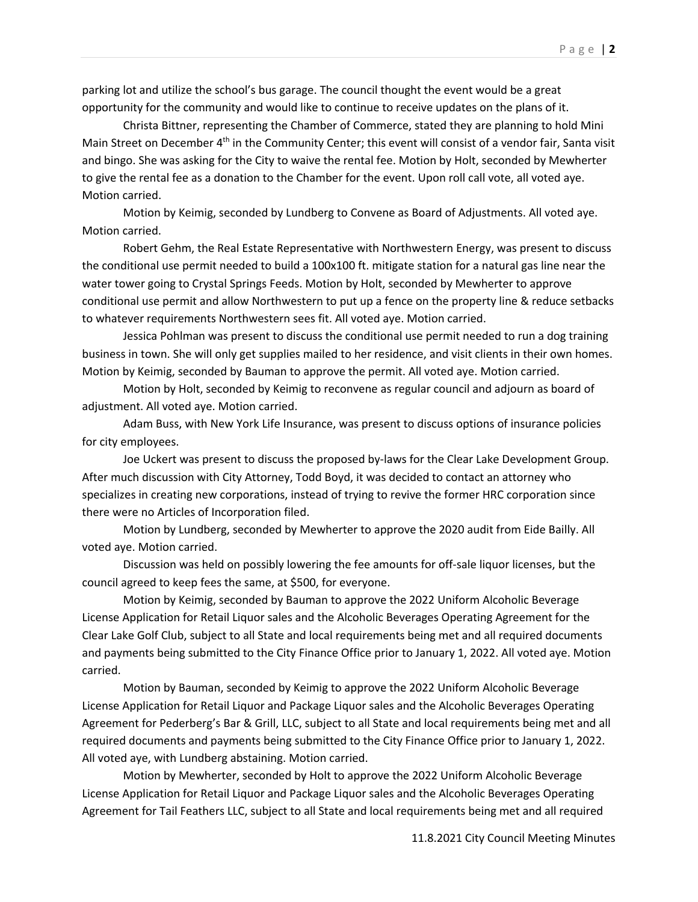parking lot and utilize the school's bus garage. The council thought the event would be a great opportunity for the community and would like to continue to receive updates on the plans of it.

Christa Bittner, representing the Chamber of Commerce, stated they are planning to hold Mini Main Street on December 4th in the Community Center; this event will consist of a vendor fair, Santa visit and bingo. She was asking for the City to waive the rental fee. Motion by Holt, seconded by Mewherter to give the rental fee as a donation to the Chamber for the event. Upon roll call vote, all voted aye. Motion carried.

Motion by Keimig, seconded by Lundberg to Convene as Board of Adjustments. All voted aye. Motion carried.

Robert Gehm, the Real Estate Representative with Northwestern Energy, was present to discuss the conditional use permit needed to build a 100x100 ft. mitigate station for a natural gas line near the water tower going to Crystal Springs Feeds. Motion by Holt, seconded by Mewherter to approve conditional use permit and allow Northwestern to put up a fence on the property line & reduce setbacks to whatever requirements Northwestern sees fit. All voted aye. Motion carried.

Jessica Pohlman was present to discuss the conditional use permit needed to run a dog training business in town. She will only get supplies mailed to her residence, and visit clients in their own homes. Motion by Keimig, seconded by Bauman to approve the permit. All voted aye. Motion carried.

Motion by Holt, seconded by Keimig to reconvene as regular council and adjourn as board of adjustment. All voted aye. Motion carried.

Adam Buss, with New York Life Insurance, was present to discuss options of insurance policies for city employees.

Joe Uckert was present to discuss the proposed by-laws for the Clear Lake Development Group. After much discussion with City Attorney, Todd Boyd, it was decided to contact an attorney who specializes in creating new corporations, instead of trying to revive the former HRC corporation since there were no Articles of Incorporation filed.

Motion by Lundberg, seconded by Mewherter to approve the 2020 audit from Eide Bailly. All voted aye. Motion carried.

Discussion was held on possibly lowering the fee amounts for off-sale liquor licenses, but the council agreed to keep fees the same, at $500, for everyone.

Motion by Keimig, seconded by Bauman to approve the 2022 Uniform Alcoholic Beverage License Application for Retail Liquor sales and the Alcoholic Beverages Operating Agreement for the Clear Lake Golf Club, subject to all State and local requirements being met and all required documents and payments being submitted to the City Finance Office prior to January 1, 2022. All voted aye. Motion carried.

Motion by Bauman, seconded by Keimig to approve the 2022 Uniform Alcoholic Beverage License Application for Retail Liquor and Package Liquor sales and the Alcoholic Beverages Operating Agreement for Pederberg's Bar & Grill, LLC, subject to all State and local requirements being met and all required documents and payments being submitted to the City Finance Office prior to January 1, 2022. All voted aye, with Lundberg abstaining. Motion carried.

Motion by Mewherter, seconded by Holt to approve the 2022 Uniform Alcoholic Beverage License Application for Retail Liquor and Package Liquor sales and the Alcoholic Beverages Operating Agreement for Tail Feathers LLC, subject to all State and local requirements being met and all required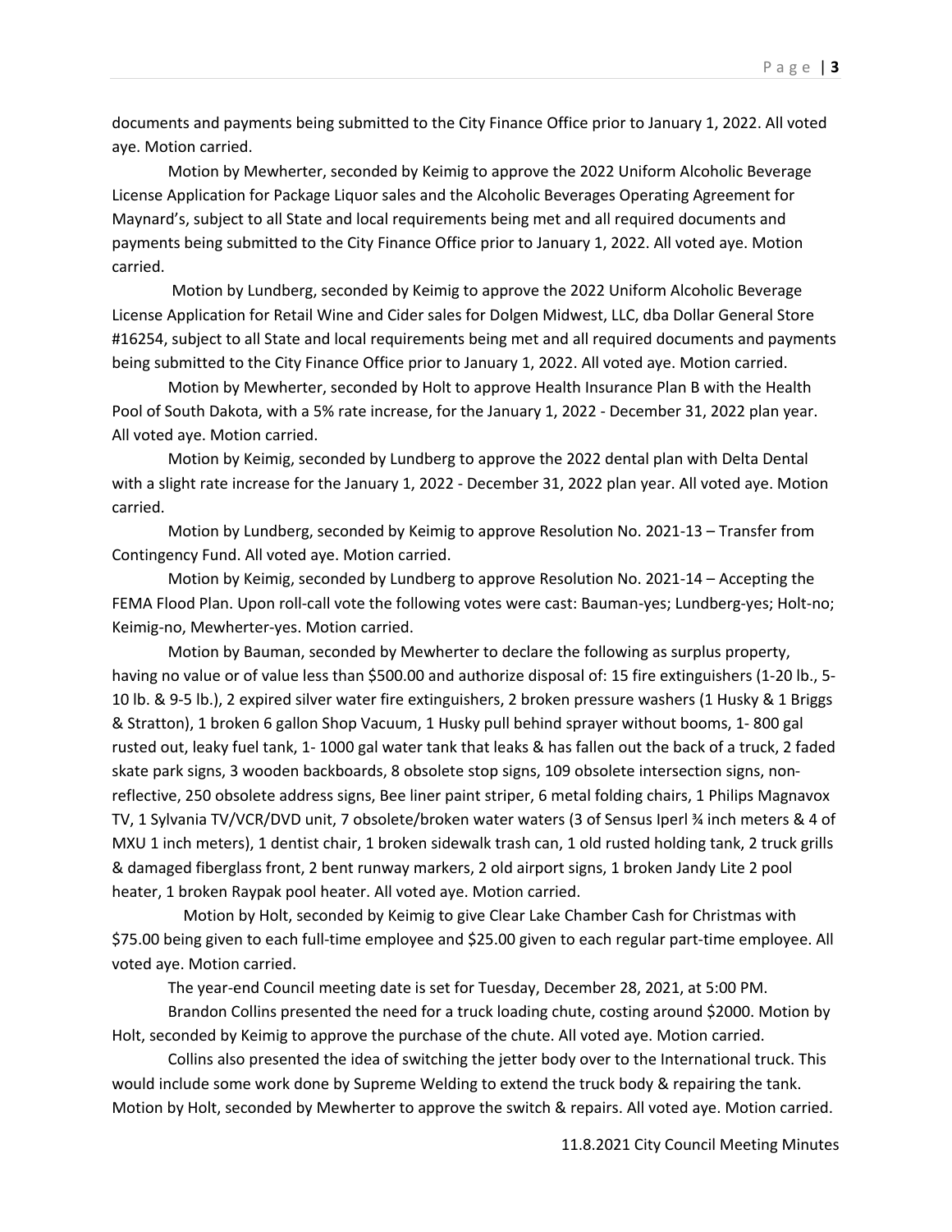documents and payments being submitted to the City Finance Office prior to January 1, 2022. All voted aye. Motion carried.

Motion by Mewherter, seconded by Keimig to approve the 2022 Uniform Alcoholic Beverage License Application for Package Liquor sales and the Alcoholic Beverages Operating Agreement for Maynard's, subject to all State and local requirements being met and all required documents and payments being submitted to the City Finance Office prior to January 1, 2022. All voted aye. Motion carried.

Motion by Lundberg, seconded by Keimig to approve the 2022 Uniform Alcoholic Beverage License Application for Retail Wine and Cider sales for Dolgen Midwest, LLC, dba Dollar General Store #16254, subject to all State and local requirements being met and all required documents and payments being submitted to the City Finance Office prior to January 1, 2022. All voted aye. Motion carried.

Motion by Mewherter, seconded by Holt to approve Health Insurance Plan B with the Health Pool of South Dakota, with a 5% rate increase, for the January 1, 2022 - December 31, 2022 plan year. All voted aye. Motion carried.

Motion by Keimig, seconded by Lundberg to approve the 2022 dental plan with Delta Dental with a slight rate increase for the January 1, 2022 - December 31, 2022 plan year. All voted aye. Motion carried.

Motion by Lundberg, seconded by Keimig to approve Resolution No. 2021-13 – Transfer from Contingency Fund. All voted aye. Motion carried.

Motion by Keimig, seconded by Lundberg to approve Resolution No. 2021-14 – Accepting the FEMA Flood Plan. Upon roll-call vote the following votes were cast: Bauman-yes; Lundberg-yes; Holt-no; Keimig-no, Mewherter-yes. Motion carried.

Motion by Bauman, seconded by Mewherter to declare the following as surplus property, having no value or of value less than $500.00 and authorize disposal of: 15 fire extinguishers (1-20 lb., 5-10 lb. & 9-5 lb.), 2 expired silver water fire extinguishers, 2 broken pressure washers (1 Husky & 1 Briggs & Stratton), 1 broken 6 gallon Shop Vacuum, 1 Husky pull behind sprayer without booms, 1- 800 gal rusted out, leaky fuel tank, 1- 1000 gal water tank that leaks & has fallen out the back of a truck, 2 faded skate park signs, 3 wooden backboards, 8 obsolete stop signs, 109 obsolete intersection signs, non-reflective, 250 obsolete address signs, Bee liner paint striper, 6 metal folding chairs, 1 Philips Magnavox TV, 1 Sylvania TV/VCR/DVD unit, 7 obsolete/broken water waters (3 of Sensus Iperl ¾ inch meters & 4 of MXU 1 inch meters), 1 dentist chair, 1 broken sidewalk trash can, 1 old rusted holding tank, 2 truck grills & damaged fiberglass front, 2 bent runway markers, 2 old airport signs, 1 broken Jandy Lite 2 pool heater, 1 broken Raypak pool heater. All voted aye. Motion carried.

Motion by Holt, seconded by Keimig to give Clear Lake Chamber Cash for Christmas with $75.00 being given to each full-time employee and $25.00 given to each regular part-time employee. All voted aye. Motion carried.

The year-end Council meeting date is set for Tuesday, December 28, 2021, at 5:00 PM.

Brandon Collins presented the need for a truck loading chute, costing around $2000. Motion by Holt, seconded by Keimig to approve the purchase of the chute. All voted aye. Motion carried.

Collins also presented the idea of switching the jetter body over to the International truck. This would include some work done by Supreme Welding to extend the truck body & repairing the tank. Motion by Holt, seconded by Mewherter to approve the switch & repairs. All voted aye. Motion carried.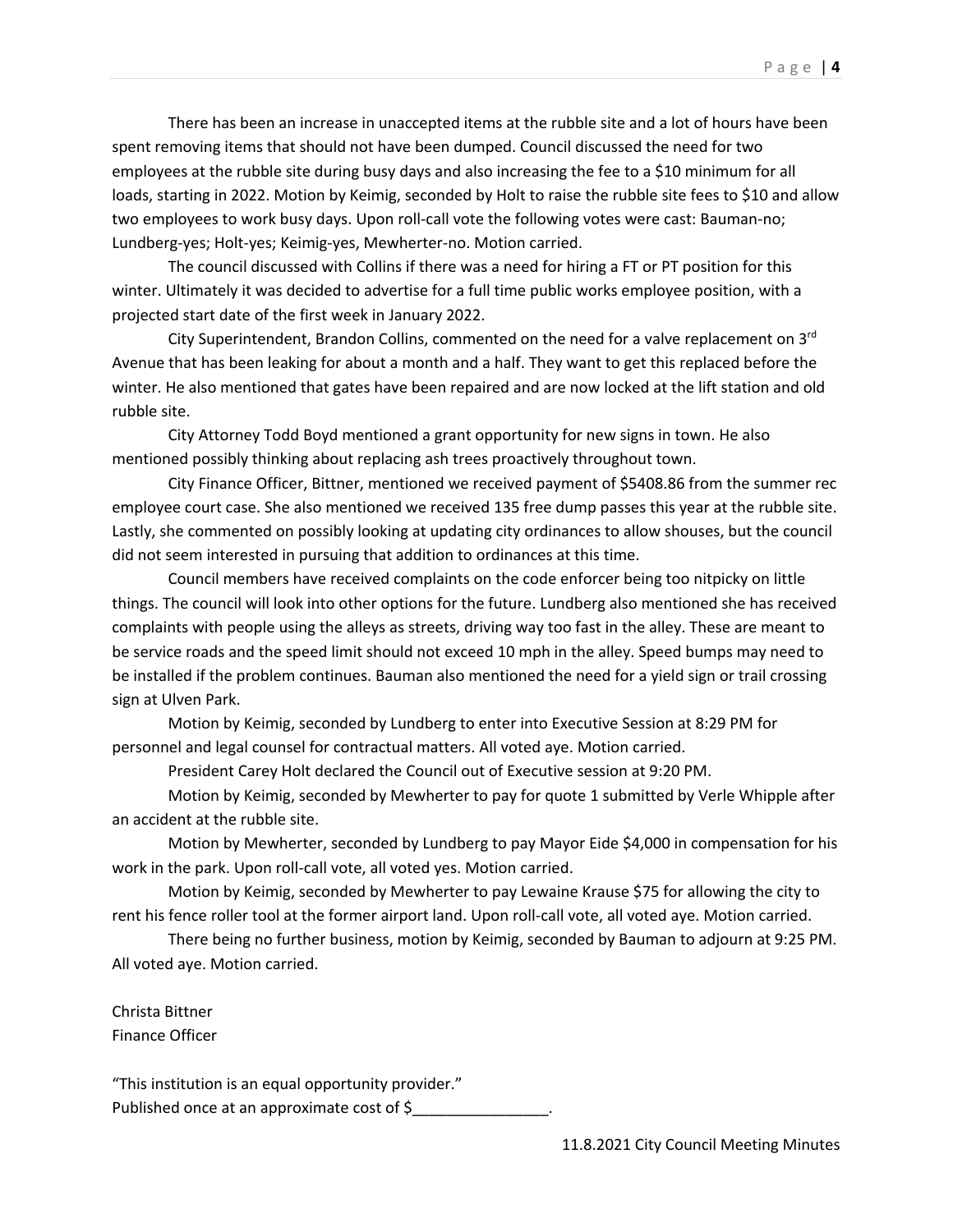There has been an increase in unaccepted items at the rubble site and a lot of hours have been spent removing items that should not have been dumped. Council discussed the need for two employees at the rubble site during busy days and also increasing the fee to a $10 minimum for all loads, starting in 2022. Motion by Keimig, seconded by Holt to raise the rubble site fees to $10 and allow two employees to work busy days. Upon roll-call vote the following votes were cast: Bauman-no; Lundberg-yes; Holt-yes; Keimig-yes, Mewherter-no. Motion carried.

The council discussed with Collins if there was a need for hiring a FT or PT position for this winter. Ultimately it was decided to advertise for a full time public works employee position, with a projected start date of the first week in January 2022.

City Superintendent, Brandon Collins, commented on the need for a valve replacement on 3rd Avenue that has been leaking for about a month and a half. They want to get this replaced before the winter. He also mentioned that gates have been repaired and are now locked at the lift station and old rubble site.

City Attorney Todd Boyd mentioned a grant opportunity for new signs in town. He also mentioned possibly thinking about replacing ash trees proactively throughout town.

City Finance Officer, Bittner, mentioned we received payment of $5408.86 from the summer rec employee court case. She also mentioned we received 135 free dump passes this year at the rubble site. Lastly, she commented on possibly looking at updating city ordinances to allow shouses, but the council did not seem interested in pursuing that addition to ordinances at this time.

Council members have received complaints on the code enforcer being too nitpicky on little things. The council will look into other options for the future. Lundberg also mentioned she has received complaints with people using the alleys as streets, driving way too fast in the alley. These are meant to be service roads and the speed limit should not exceed 10 mph in the alley. Speed bumps may need to be installed if the problem continues. Bauman also mentioned the need for a yield sign or trail crossing sign at Ulven Park.

Motion by Keimig, seconded by Lundberg to enter into Executive Session at 8:29 PM for personnel and legal counsel for contractual matters. All voted aye. Motion carried.

President Carey Holt declared the Council out of Executive session at 9:20 PM.

Motion by Keimig, seconded by Mewherter to pay for quote 1 submitted by Verle Whipple after an accident at the rubble site.

Motion by Mewherter, seconded by Lundberg to pay Mayor Eide $4,000 in compensation for his work in the park. Upon roll-call vote, all voted yes. Motion carried.

Motion by Keimig, seconded by Mewherter to pay Lewaine Krause $75 for allowing the city to rent his fence roller tool at the former airport land. Upon roll-call vote, all voted aye. Motion carried.

There being no further business, motion by Keimig, seconded by Bauman to adjourn at 9:25 PM. All voted aye. Motion carried.

Christa Bittner
Finance Officer

"This institution is an equal opportunity provider."
Published once at an approximate cost of $________________.

11.8.2021 City Council Meeting Minutes